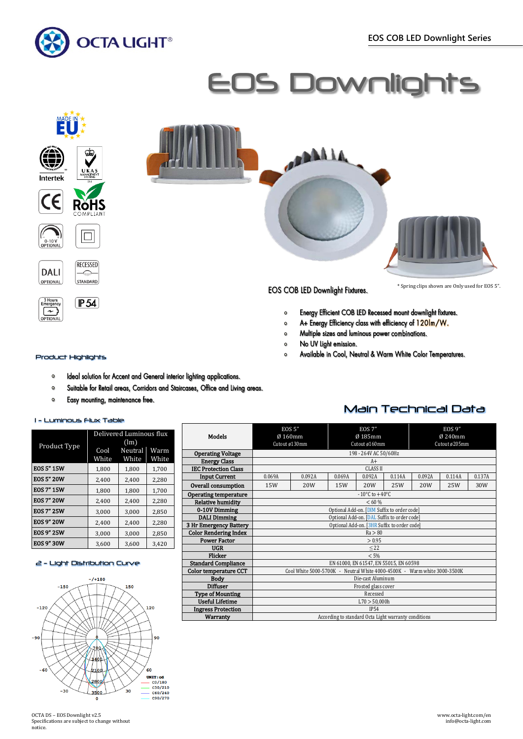# EOS Downlights

EOS COB LED Downlight Fixtures.

\* Spring clips shown are Only used for EOS 5".

- Energy Efficient COB LED Recessed mount downlight fixtures.
- A+ Energy Efficiency class with efficiency of 120lm/W.
- Multiple sizes and luminous power combinations.
- No UV light emission.
- Available in Cool, Neutral & Warm White Color Temperatures.

## Product Highlights

- Ideal solution for Accent and General interior lighting applications.
- Suitable for Retail areas, Corridors and Staircases, Office and Living areas.
- Easy mounting, maintenance free.

## 1 - Luminous Flux Table

| Product Type | Delivered Luminous flux (lm) | | |
|---|---|---|---|
| | Cool White | Neutral White | Warm White |
| EOS 5" 15W | 1,800 | 1,800 | 1,700 |
| EOS 5" 20W | 2,400 | 2,400 | 2,280 |
| EOS 7" 15W | 1,800 | 1,800 | 1,700 |
| EOS 7" 20W | 2,400 | 2,400 | 2,280 |
| EOS 7" 25W | 3,000 | 3,000 | 2,850 |
| EOS 9" 20W | 2,400 | 2,400 | 2,280 |
| EOS 9" 25W | 3,000 | 3,000 | 2,850 |
| EOS 9" 30W | 3,600 | 3,600 | 3,420 |

## 2 - Light Distribution Curve

## Main Technical Data

| Models | EOS 5" Ø 160mm Cutout ø130mm | | EOS 7" Ø 185mm Cutout ø160mm | | | EOS 9" Ø 240mm Cutout ø205mm | | |
|---|---|---|---|---|---|---|---|---|
| Operating Voltage | 198 - 264V AC 50/60Hz | | | | | | | |
| Energy Class | A+ | | | | | | | |
| IEC Protection Class | CLASS II | | | | | | | |
| Input Current | 0.069A | 0.092A | 0.069A | 0.092A | 0.114A | 0.092A | 0.114A | 0.137A |
| Overall consumption | 15W | 20W | 15W | 20W | 25W | 20W | 25W | 30W |
| Operating temperature | -10°C to +40°C | | | | | | | |
| Relative humidity | < 60 % | | | | | | | |
| 0-10V Dimming | Optional Add-on. [DIM Suffix to order code] | | | | | | | |
| DALI Dimming | Optional Add-on. [DAL Suffix to order code] | | | | | | | |
| 3 Hr Emergency Battery | Optional Add-on. [3HR Suffix to order code] | | | | | | | |
| Color Rendering Index | Ra > 80 | | | | | | | |
| Power Factor | > 0.95 | | | | | | | |
| UGR | ≤22 | | | | | | | |
| Flicker | < 5% | | | | | | | |
| Standard Compliance | EN 61000, EN 61547, EN 55015, EN 60598 | | | | | | | |
| Color temperature CCT | Cool White 5000-5700K - Neutral White 4000-4500K - Warm white 3000-3500K | | | | | | | |
| Body | Die-cast Aluminum | | | | | | | |
| Diffuser | Frosted glass cover | | | | | | | |
| Type of Mounting | Recessed | | | | | | | |
| Useful Lifetime | L70 > 50,000h | | | | | | | |
| Ingress Protection | IP54 | | | | | | | |
| Warranty | According to standard Octa Light warranty conditions | | | | | | | |

OCTA DS – EOS Downlight v2.5
Specifications are subject to change without notice.

www.octa-light.com/en
info@octa-light.com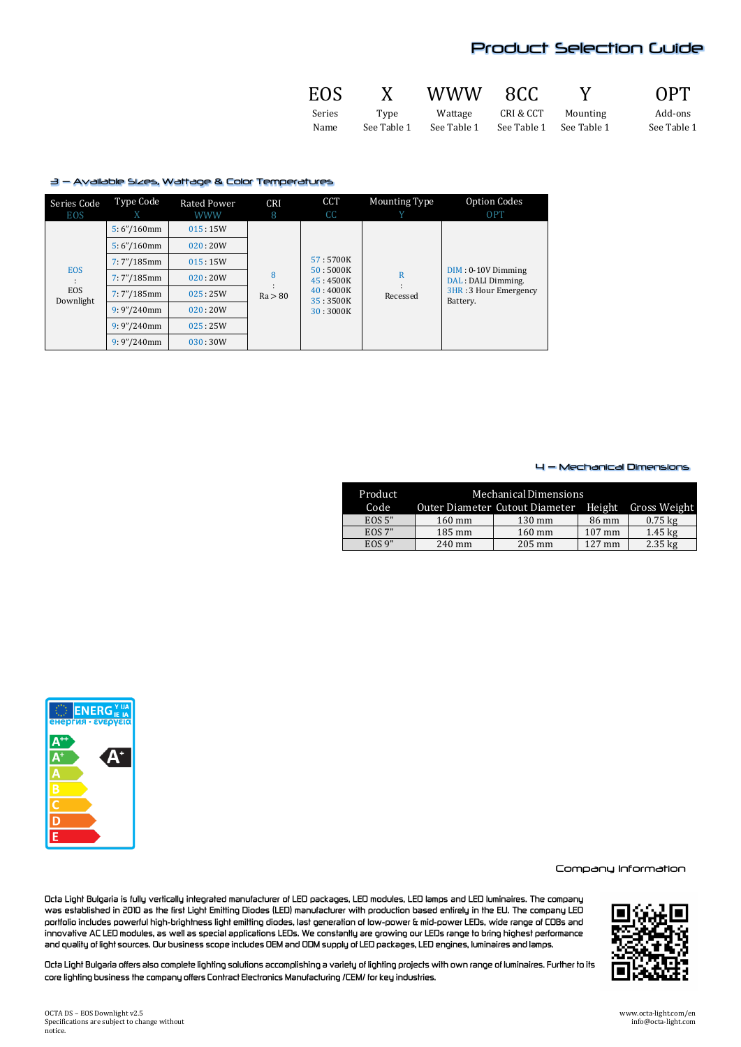## Product Selection Guide

| EOS | X | WWW | 8CC | Y | OPT |
|---|---|---|---|---|---|
| Series Name | Type See Table 1 | Wattage See Table 1 | CRI & CCT See Table 1 | Mounting See Table 1 | Add-ons See Table 1 |

### 3 – Available Sizes, Wattage & Color Temperatures

| Series Code EOS | Type Code X | Rated Power WWW | CRI 8 | CCT CC | Mounting Type Y | Option Codes OPT |
|---|---|---|---|---|---|---|
| EOS : EOS Downlight | 5: 6"/160mm | 015 : 15W | 8 : Ra > 80 | 57 : 5700K<br>50 : 5000K<br>45 : 4500K<br>40 : 4000K<br>35 : 3500K<br>30 : 3000K | R : Recessed | DIM : 0-10V Dimming<br>DAL : DALI Dimming.<br>3HR : 3 Hour Emergency Battery. |
| | 5: 6"/160mm | 020 : 20W | | | | |
| | 7: 7"/185mm | 015 : 15W | | | | |
| | 7: 7"/185mm | 020 : 20W | | | | |
| | 7: 7"/185mm | 025 : 25W | | | | |
| | 9: 9"/240mm | 020 : 20W | | | | |
| | 9: 9"/240mm | 025 : 25W | | | | |
| | 9: 9"/240mm | 030 : 30W | | | | |

### 4 – Mechanical Dimensions

| Product Code | Mechanical Dimensions | | | |
|---|---|---|---|---|
| | Outer Diameter | Cutout Diameter | Height | Gross Weight |
| EOS 5" | 160 mm | 130 mm | 86 mm | 0.75 kg |
| EOS 7" | 185 mm | 160 mm | 107 mm | 1.45 kg |
| EOS 9" | 240 mm | 205 mm | 127 mm | 2.35 kg |

ENERGY ЕНЕРГИЯ · ΕΝΕΡΓΕΙΑ

A++
A+
A
B
C
D
E

A+

### Company Information

Octa Light Bulgaria is fully vertically integrated manufacturer of LED packages, LED modules, LED lamps and LED luminaires. The company was established in 2010 as the first Light Emitting Diodes (LED) manufacturer with production based entirely in the EU. The company LED portfolio includes powerful high-brightness light emitting diodes, last generation of low-power & mid-power LEDs, wide range of COBs and innovative AC LED modules, as well as special applications LEDs. We constantly are growing our LEDs range to bring highest performance and quality of light sources. Our business scope includes OEM and ODM supply of LED packages, LED engines, luminaires and lamps.

Octa Light Bulgaria offers also complete lighting solutions accomplishing a variety of lighting projects with own range of luminaires. Further to its core lighting business the company offers Contract Electronics Manufacturing /CEM/ for key industries.

OCTA DS – EOS Downlight v2.5
Specifications are subject to change without notice.

www.octa-light.com/en
info@octa-light.com